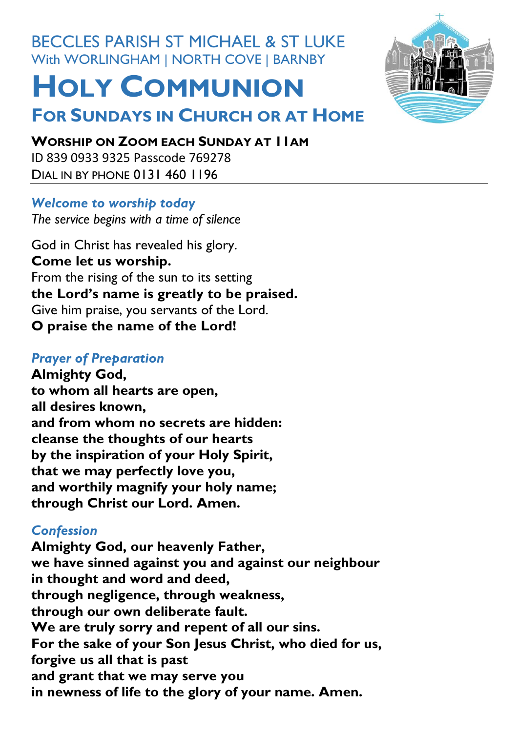BECCLES PARISH ST MICHAEL & ST LUKE
With WORLINGHAM | NORTH COVE | BARNBY

# HOLY COMMUNION

## FOR SUNDAYS IN CHURCH OR AT HOME

**WORSHIP ON ZOOM EACH SUNDAY AT 11AM**
ID 839 0933 9325 Passcode 769278
DIAL IN BY PHONE 0131 460 1196

---

### *Welcome to worship today*

*The service begins with a time of silence*

God in Christ has revealed his glory.
**Come let us worship.**
From the rising of the sun to its setting
**the Lord's name is greatly to be praised.**
Give him praise, you servants of the Lord.
**O praise the name of the Lord!**

### *Prayer of Preparation*

**Almighty God,
to whom all hearts are open,
all desires known,
and from whom no secrets are hidden:
cleanse the thoughts of our hearts
by the inspiration of your Holy Spirit,
that we may perfectly love you,
and worthily magnify your holy name;
through Christ our Lord. Amen.**

### *Confession*

**Almighty God, our heavenly Father,
we have sinned against you and against our neighbour
in thought and word and deed,
through negligence, through weakness,
through our own deliberate fault.
We are truly sorry and repent of all our sins.
For the sake of your Son Jesus Christ, who died for us,
forgive us all that is past
and grant that we may serve you
in newness of life to the glory of your name. Amen.**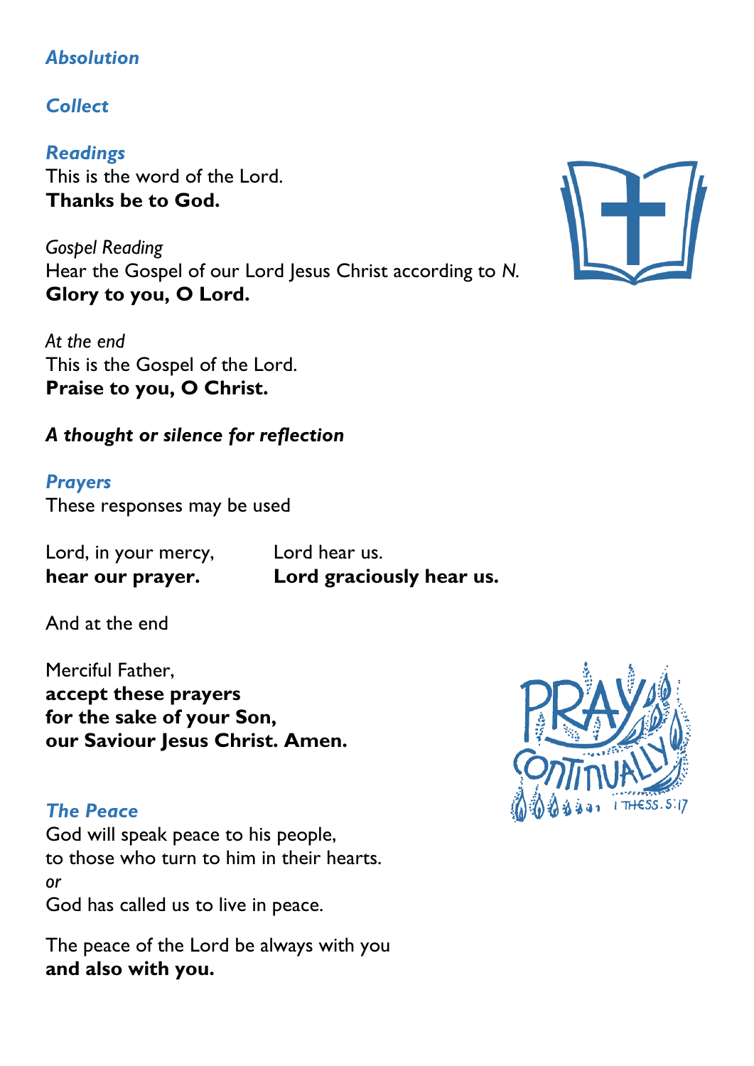### *Absolution*

### *Collect*

### *Readings*

This is the word of the Lord.
**Thanks be to God.**

*Gospel Reading*
Hear the Gospel of our Lord Jesus Christ according to *N.*
**Glory to you, O Lord.**

*At the end*
This is the Gospel of the Lord.
**Praise to you, O Christ.**

***A thought or silence for reflection***

### *Prayers*

These responses may be used

| | |
|---|---|
| Lord, in your mercy, | Lord hear us. |
| **hear our prayer.** | **Lord graciously hear us.** |

And at the end

Merciful Father,
**accept these prayers**
**for the sake of your Son,**
**our Saviour Jesus Christ. Amen.**

### *The Peace*

God will speak peace to his people,
to those who turn to him in their hearts.
*or*
God has called us to live in peace.

The peace of the Lord be always with you
**and also with you.**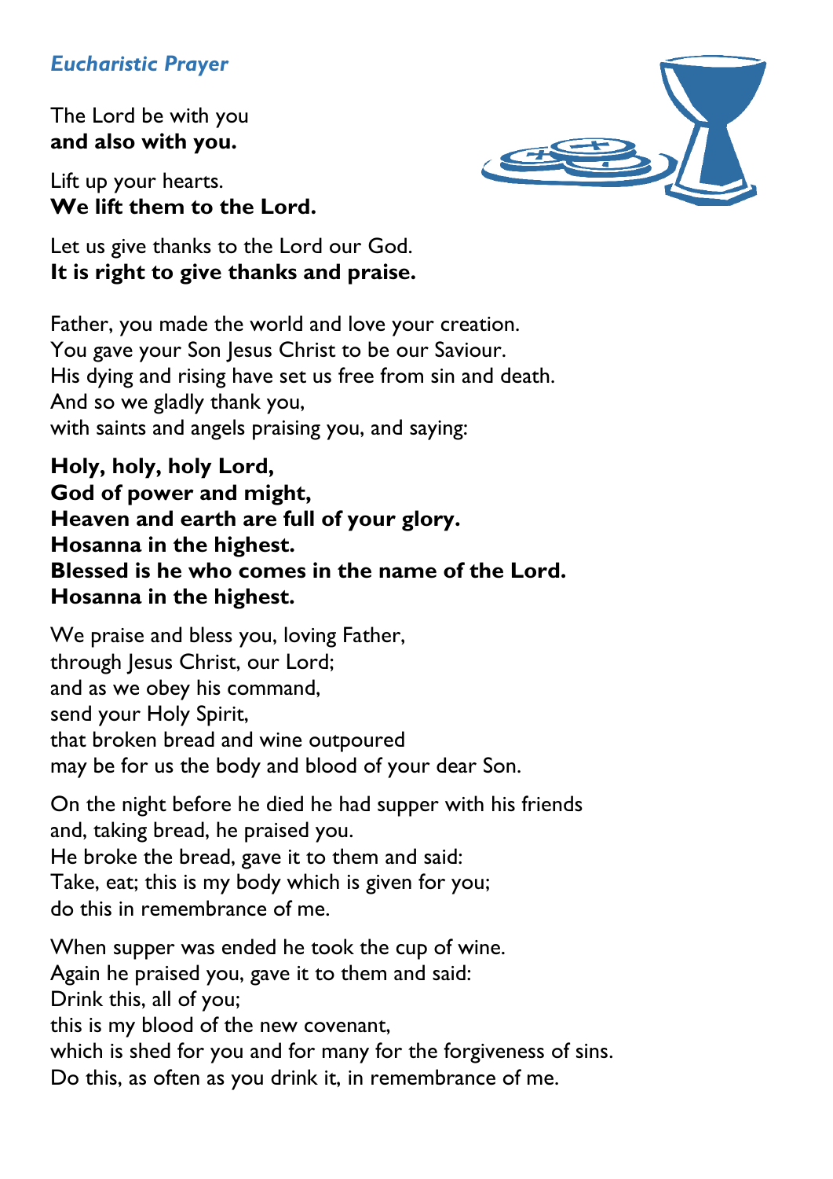*Eucharistic Prayer*

The Lord be with you
**and also with you.**

Lift up your hearts.
**We lift them to the Lord.**

Let us give thanks to the Lord our God.
**It is right to give thanks and praise.**

Father, you made the world and love your creation.
You gave your Son Jesus Christ to be our Saviour.
His dying and rising have set us free from sin and death.
And so we gladly thank you,
with saints and angels praising you, and saying:

**Holy, holy, holy Lord,**
**God of power and might,**
**Heaven and earth are full of your glory.**
**Hosanna in the highest.**
**Blessed is he who comes in the name of the Lord.**
**Hosanna in the highest.**

We praise and bless you, loving Father,
through Jesus Christ, our Lord;
and as we obey his command,
send your Holy Spirit,
that broken bread and wine outpoured
may be for us the body and blood of your dear Son.

On the night before he died he had supper with his friends
and, taking bread, he praised you.
He broke the bread, gave it to them and said:
Take, eat; this is my body which is given for you;
do this in remembrance of me.

When supper was ended he took the cup of wine.
Again he praised you, gave it to them and said:
Drink this, all of you;
this is my blood of the new covenant,
which is shed for you and for many for the forgiveness of sins.
Do this, as often as you drink it, in remembrance of me.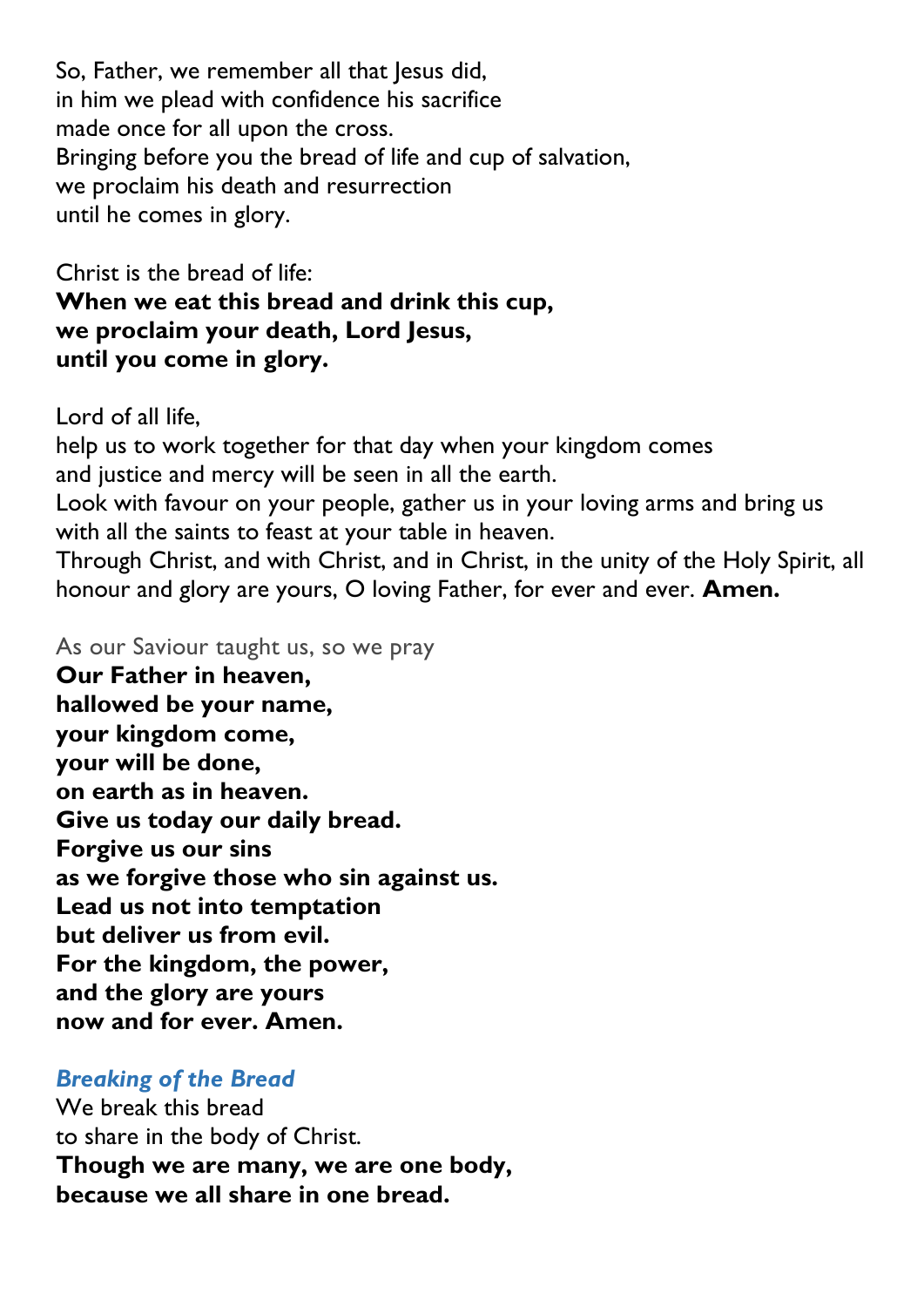So, Father, we remember all that Jesus did,
in him we plead with confidence his sacrifice
made once for all upon the cross.
Bringing before you the bread of life and cup of salvation,
we proclaim his death and resurrection
until he comes in glory.

Christ is the bread of life:
**When we eat this bread and drink this cup,**
**we proclaim your death, Lord Jesus,**
**until you come in glory.**

Lord of all life,
help us to work together for that day when your kingdom comes
and justice and mercy will be seen in all the earth.
Look with favour on your people, gather us in your loving arms and bring us with all the saints to feast at your table in heaven.
Through Christ, and with Christ, and in Christ, in the unity of the Holy Spirit, all honour and glory are yours, O loving Father, for ever and ever. **Amen.**

As our Saviour taught us, so we pray
**Our Father in heaven,**
**hallowed be your name,**
**your kingdom come,**
**your will be done,**
**on earth as in heaven.**
**Give us today our daily bread.**
**Forgive us our sins**
**as we forgive those who sin against us.**
**Lead us not into temptation**
**but deliver us from evil.**
**For the kingdom, the power,**
**and the glory are yours**
**now and for ever. Amen.**

***Breaking of the Bread***

We break this bread
to share in the body of Christ.
**Though we are many, we are one body,**
**because we all share in one bread.**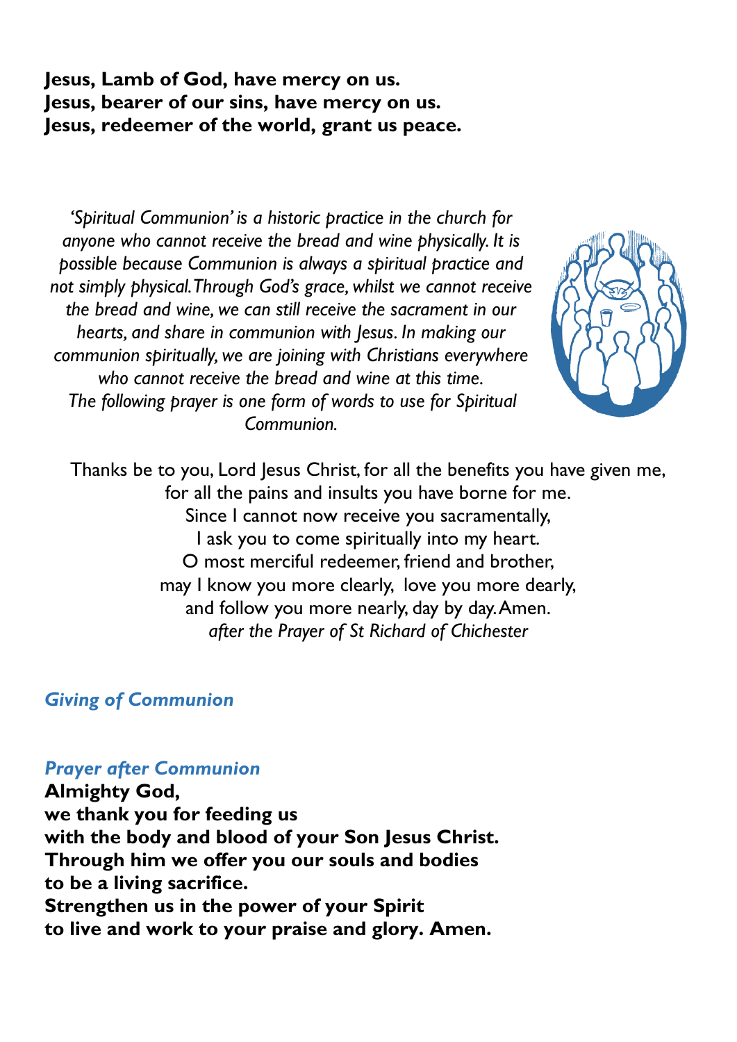**Jesus, Lamb of God, have mercy on us.**
**Jesus, bearer of our sins, have mercy on us.**
**Jesus, redeemer of the world, grant us peace.**

*'Spiritual Communion' is a historic practice in the church for anyone who cannot receive the bread and wine physically. It is possible because Communion is always a spiritual practice and not simply physical. Through God's grace, whilst we cannot receive the bread and wine, we can still receive the sacrament in our hearts, and share in communion with Jesus. In making our communion spiritually, we are joining with Christians everywhere who cannot receive the bread and wine at this time.*
*The following prayer is one form of words to use for Spiritual Communion.*

Thanks be to you, Lord Jesus Christ, for all the benefits you have given me,
for all the pains and insults you have borne for me.
Since I cannot now receive you sacramentally,
I ask you to come spiritually into my heart.
O most merciful redeemer, friend and brother,
may I know you more clearly, love you more dearly,
and follow you more nearly, day by day. Amen.
*after the Prayer of St Richard of Chichester*

### *Giving of Communion*

### *Prayer after Communion*

**Almighty God,**
**we thank you for feeding us**
**with the body and blood of your Son Jesus Christ.**
**Through him we offer you our souls and bodies**
**to be a living sacrifice.**
**Strengthen us in the power of your Spirit**
**to live and work to your praise and glory. Amen.**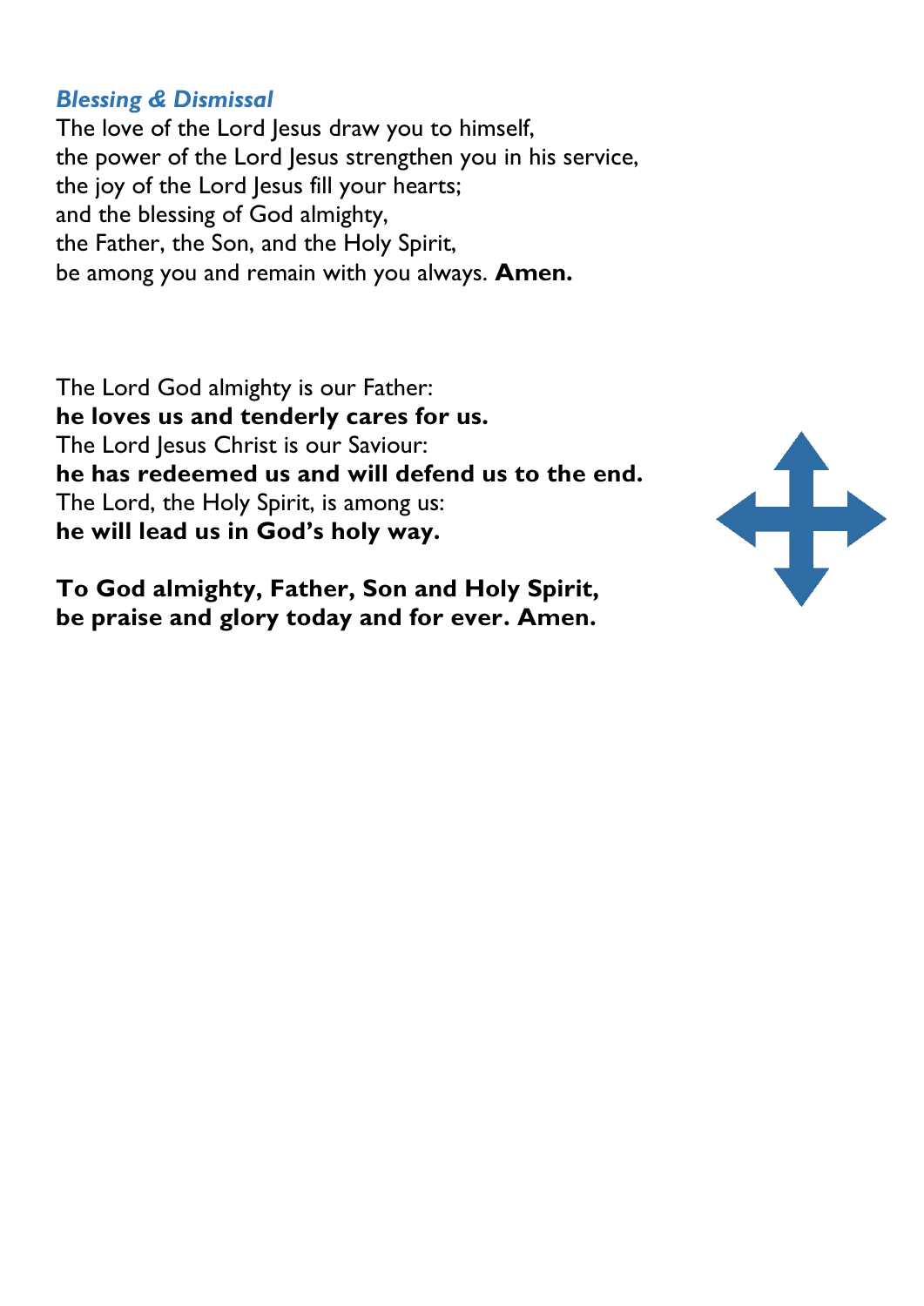### *Blessing & Dismissal*

The love of the Lord Jesus draw you to himself,
the power of the Lord Jesus strengthen you in his service,
the joy of the Lord Jesus fill your hearts;
and the blessing of God almighty,
the Father, the Son, and the Holy Spirit,
be among you and remain with you always. **Amen.**

The Lord God almighty is our Father:
**he loves us and tenderly cares for us.**
The Lord Jesus Christ is our Saviour:
**he has redeemed us and will defend us to the end.**
The Lord, the Holy Spirit, is among us:
**he will lead us in God's holy way.**

**To God almighty, Father, Son and Holy Spirit,**
**be praise and glory today and for ever. Amen.**